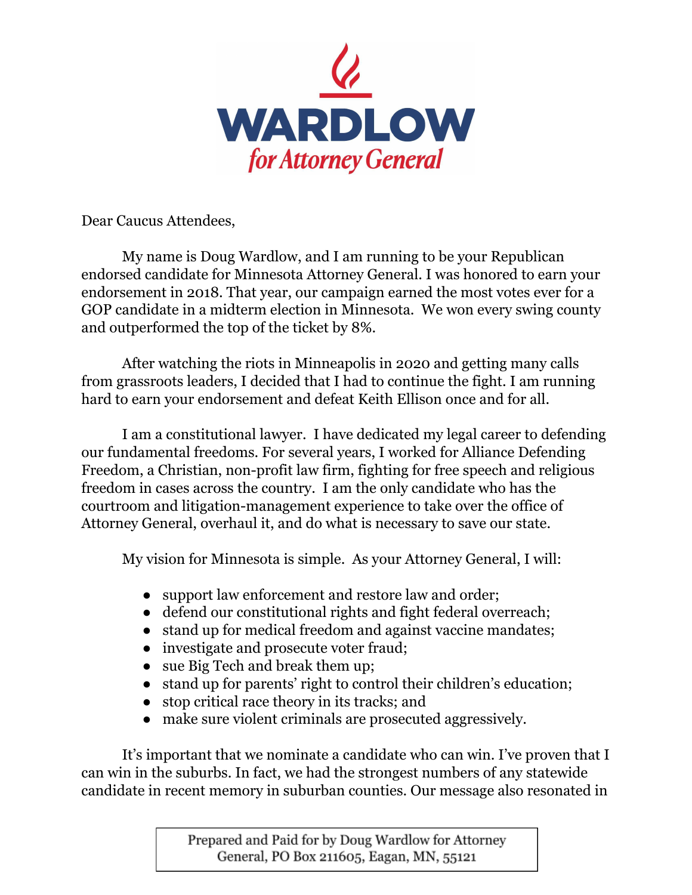# WARDLOW

*for Attorney General*

Dear Caucus Attendees,

My name is Doug Wardlow, and I am running to be your Republican endorsed candidate for Minnesota Attorney General. I was honored to earn your endorsement in 2018. That year, our campaign earned the most votes ever for a GOP candidate in a midterm election in Minnesota. We won every swing county and outperformed the top of the ticket by 8%.

After watching the riots in Minneapolis in 2020 and getting many calls from grassroots leaders, I decided that I had to continue the fight. I am running hard to earn your endorsement and defeat Keith Ellison once and for all.

I am a constitutional lawyer. I have dedicated my legal career to defending our fundamental freedoms. For several years, I worked for Alliance Defending Freedom, a Christian, non-profit law firm, fighting for free speech and religious freedom in cases across the country. I am the only candidate who has the courtroom and litigation-management experience to take over the office of Attorney General, overhaul it, and do what is necessary to save our state.

My vision for Minnesota is simple. As your Attorney General, I will:

- support law enforcement and restore law and order;
- defend our constitutional rights and fight federal overreach;
- stand up for medical freedom and against vaccine mandates;
- investigate and prosecute voter fraud;
- sue Big Tech and break them up;
- stand up for parents' right to control their children's education;
- stop critical race theory in its tracks; and
- make sure violent criminals are prosecuted aggressively.

It's important that we nominate a candidate who can win. I've proven that I can win in the suburbs. In fact, we had the strongest numbers of any statewide candidate in recent memory in suburban counties. Our message also resonated in

Prepared and Paid for by Doug Wardlow for Attorney General, PO Box 211605, Eagan, MN, 55121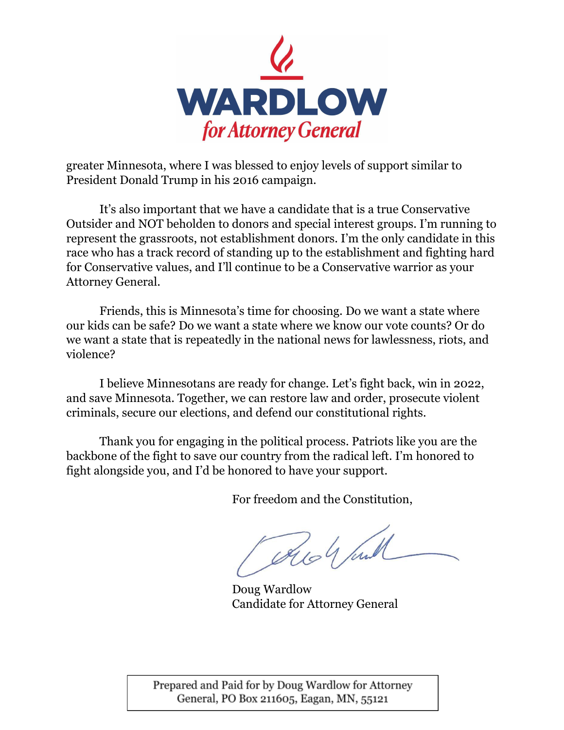**WARDLOW**
*for Attorney General*

greater Minnesota, where I was blessed to enjoy levels of support similar to President Donald Trump in his 2016 campaign.

It's also important that we have a candidate that is a true Conservative Outsider and NOT beholden to donors and special interest groups. I'm running to represent the grassroots, not establishment donors. I'm the only candidate in this race who has a track record of standing up to the establishment and fighting hard for Conservative values, and I'll continue to be a Conservative warrior as your Attorney General.

Friends, this is Minnesota's time for choosing. Do we want a state where our kids can be safe? Do we want a state where we know our vote counts? Or do we want a state that is repeatedly in the national news for lawlessness, riots, and violence?

I believe Minnesotans are ready for change. Let's fight back, win in 2022, and save Minnesota. Together, we can restore law and order, prosecute violent criminals, secure our elections, and defend our constitutional rights.

Thank you for engaging in the political process. Patriots like you are the backbone of the fight to save our country from the radical left. I'm honored to fight alongside you, and I'd be honored to have your support.

For freedom and the Constitution,

Doug Wardlow
Candidate for Attorney General

Prepared and Paid for by Doug Wardlow for Attorney General, PO Box 211605, Eagan, MN, 55121